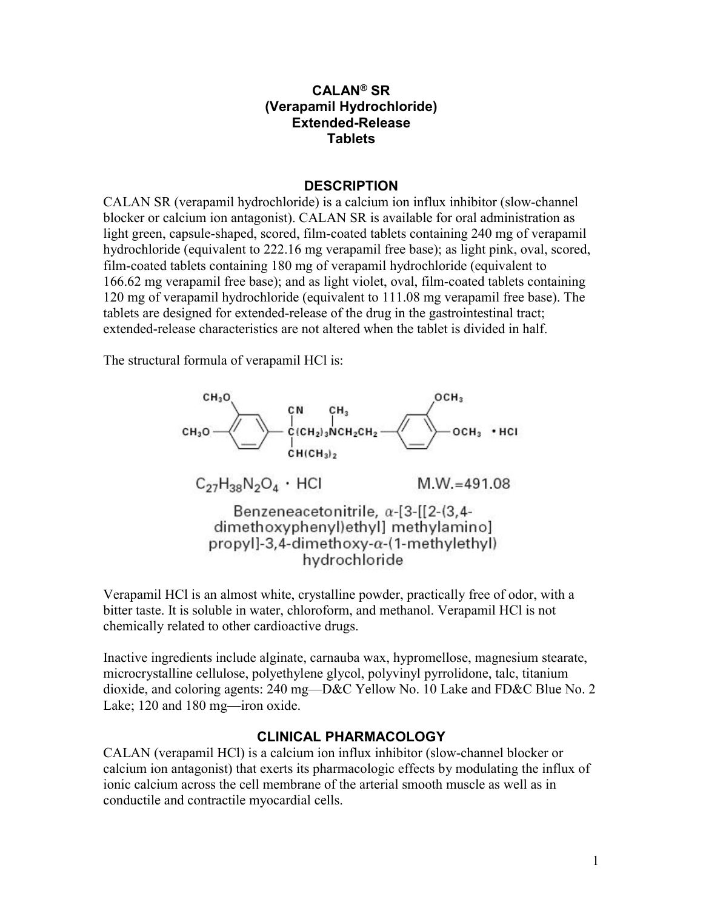# CALAN® SR
# (Verapamil Hydrochloride)
# Extended-Release
# Tablets

## DESCRIPTION

CALAN SR (verapamil hydrochloride) is a calcium ion influx inhibitor (slow-channel blocker or calcium ion antagonist). CALAN SR is available for oral administration as light green, capsule-shaped, scored, film-coated tablets containing 240 mg of verapamil hydrochloride (equivalent to 222.16 mg verapamil free base); as light pink, oval, scored, film-coated tablets containing 180 mg of verapamil hydrochloride (equivalent to 166.62 mg verapamil free base); and as light violet, oval, film-coated tablets containing 120 mg of verapamil hydrochloride (equivalent to 111.08 mg verapamil free base). The tablets are designed for extended-release of the drug in the gastrointestinal tract; extended-release characteristics are not altered when the tablet is divided in half.

The structural formula of verapamil HCl is:

$C_{27}H_{38}N_2O_4 \cdot HCl$ M.W.=491.08

Benzeneacetonitrile, α-[3-[[2-(3,4-dimethoxyphenyl)ethyl] methylamino] propyl]-3,4-dimethoxy-α-(1-methylethyl) hydrochloride

Verapamil HCl is an almost white, crystalline powder, practically free of odor, with a bitter taste. It is soluble in water, chloroform, and methanol. Verapamil HCl is not chemically related to other cardioactive drugs.

Inactive ingredients include alginate, carnauba wax, hypromellose, magnesium stearate, microcrystalline cellulose, polyethylene glycol, polyvinyl pyrrolidone, talc, titanium dioxide, and coloring agents: 240 mg—D&C Yellow No. 10 Lake and FD&C Blue No. 2 Lake; 120 and 180 mg—iron oxide.

## CLINICAL PHARMACOLOGY

CALAN (verapamil HCl) is a calcium ion influx inhibitor (slow-channel blocker or calcium ion antagonist) that exerts its pharmacologic effects by modulating the influx of ionic calcium across the cell membrane of the arterial smooth muscle as well as in conductile and contractile myocardial cells.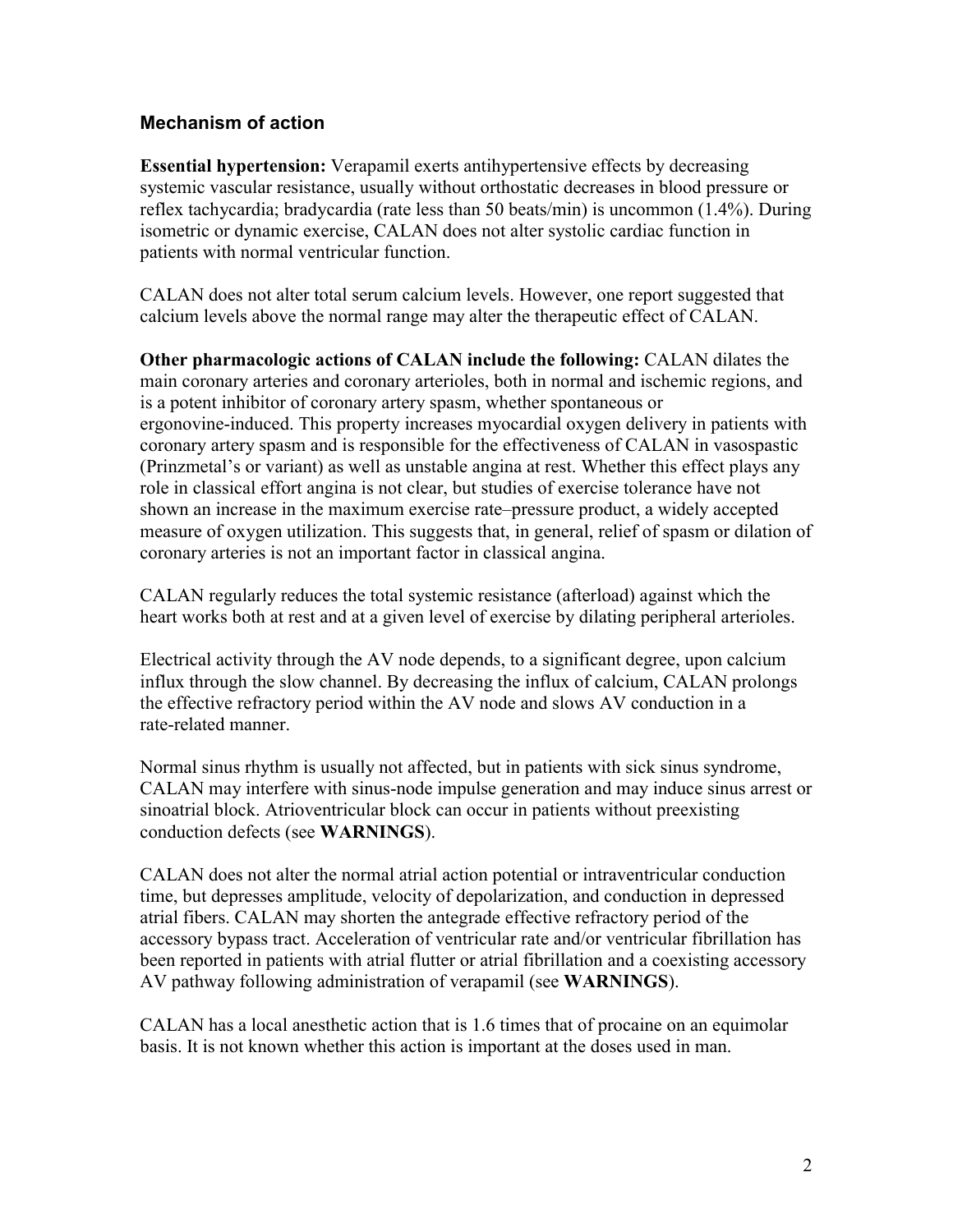### Mechanism of action

**Essential hypertension:** Verapamil exerts antihypertensive effects by decreasing systemic vascular resistance, usually without orthostatic decreases in blood pressure or reflex tachycardia; bradycardia (rate less than 50 beats/min) is uncommon (1.4%). During isometric or dynamic exercise, CALAN does not alter systolic cardiac function in patients with normal ventricular function.

CALAN does not alter total serum calcium levels. However, one report suggested that calcium levels above the normal range may alter the therapeutic effect of CALAN.

**Other pharmacologic actions of CALAN include the following:** CALAN dilates the main coronary arteries and coronary arterioles, both in normal and ischemic regions, and is a potent inhibitor of coronary artery spasm, whether spontaneous or ergonovine-induced. This property increases myocardial oxygen delivery in patients with coronary artery spasm and is responsible for the effectiveness of CALAN in vasospastic (Prinzmetal's or variant) as well as unstable angina at rest. Whether this effect plays any role in classical effort angina is not clear, but studies of exercise tolerance have not shown an increase in the maximum exercise rate–pressure product, a widely accepted measure of oxygen utilization. This suggests that, in general, relief of spasm or dilation of coronary arteries is not an important factor in classical angina.

CALAN regularly reduces the total systemic resistance (afterload) against which the heart works both at rest and at a given level of exercise by dilating peripheral arterioles.

Electrical activity through the AV node depends, to a significant degree, upon calcium influx through the slow channel. By decreasing the influx of calcium, CALAN prolongs the effective refractory period within the AV node and slows AV conduction in a rate-related manner.

Normal sinus rhythm is usually not affected, but in patients with sick sinus syndrome, CALAN may interfere with sinus-node impulse generation and may induce sinus arrest or sinoatrial block. Atrioventricular block can occur in patients without preexisting conduction defects (see **WARNINGS**).

CALAN does not alter the normal atrial action potential or intraventricular conduction time, but depresses amplitude, velocity of depolarization, and conduction in depressed atrial fibers. CALAN may shorten the antegrade effective refractory period of the accessory bypass tract. Acceleration of ventricular rate and/or ventricular fibrillation has been reported in patients with atrial flutter or atrial fibrillation and a coexisting accessory AV pathway following administration of verapamil (see **WARNINGS**).

CALAN has a local anesthetic action that is 1.6 times that of procaine on an equimolar basis. It is not known whether this action is important at the doses used in man.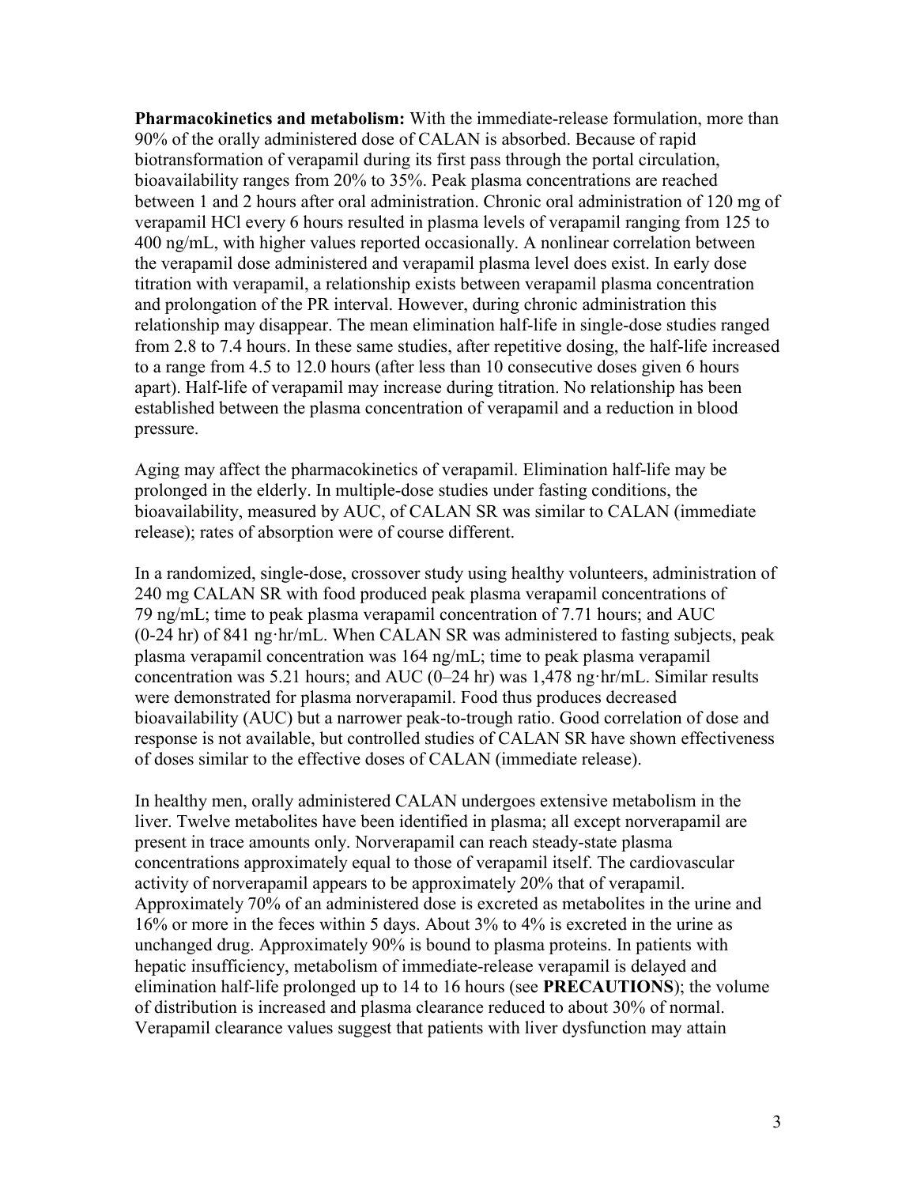**Pharmacokinetics and metabolism:** With the immediate-release formulation, more than 90% of the orally administered dose of CALAN is absorbed. Because of rapid biotransformation of verapamil during its first pass through the portal circulation, bioavailability ranges from 20% to 35%. Peak plasma concentrations are reached between 1 and 2 hours after oral administration. Chronic oral administration of 120 mg of verapamil HCl every 6 hours resulted in plasma levels of verapamil ranging from 125 to 400 ng/mL, with higher values reported occasionally. A nonlinear correlation between the verapamil dose administered and verapamil plasma level does exist. In early dose titration with verapamil, a relationship exists between verapamil plasma concentration and prolongation of the PR interval. However, during chronic administration this relationship may disappear. The mean elimination half-life in single-dose studies ranged from 2.8 to 7.4 hours. In these same studies, after repetitive dosing, the half-life increased to a range from 4.5 to 12.0 hours (after less than 10 consecutive doses given 6 hours apart). Half-life of verapamil may increase during titration. No relationship has been established between the plasma concentration of verapamil and a reduction in blood pressure.

Aging may affect the pharmacokinetics of verapamil. Elimination half-life may be prolonged in the elderly. In multiple-dose studies under fasting conditions, the bioavailability, measured by AUC, of CALAN SR was similar to CALAN (immediate release); rates of absorption were of course different.

In a randomized, single-dose, crossover study using healthy volunteers, administration of 240 mg CALAN SR with food produced peak plasma verapamil concentrations of 79 ng/mL; time to peak plasma verapamil concentration of 7.71 hours; and AUC (0-24 hr) of 841 ng·hr/mL. When CALAN SR was administered to fasting subjects, peak plasma verapamil concentration was 164 ng/mL; time to peak plasma verapamil concentration was 5.21 hours; and AUC (0–24 hr) was 1,478 ng·hr/mL. Similar results were demonstrated for plasma norverapamil. Food thus produces decreased bioavailability (AUC) but a narrower peak-to-trough ratio. Good correlation of dose and response is not available, but controlled studies of CALAN SR have shown effectiveness of doses similar to the effective doses of CALAN (immediate release).

In healthy men, orally administered CALAN undergoes extensive metabolism in the liver. Twelve metabolites have been identified in plasma; all except norverapamil are present in trace amounts only. Norverapamil can reach steady-state plasma concentrations approximately equal to those of verapamil itself. The cardiovascular activity of norverapamil appears to be approximately 20% that of verapamil. Approximately 70% of an administered dose is excreted as metabolites in the urine and 16% or more in the feces within 5 days. About 3% to 4% is excreted in the urine as unchanged drug. Approximately 90% is bound to plasma proteins. In patients with hepatic insufficiency, metabolism of immediate-release verapamil is delayed and elimination half-life prolonged up to 14 to 16 hours (see **PRECAUTIONS**); the volume of distribution is increased and plasma clearance reduced to about 30% of normal. Verapamil clearance values suggest that patients with liver dysfunction may attain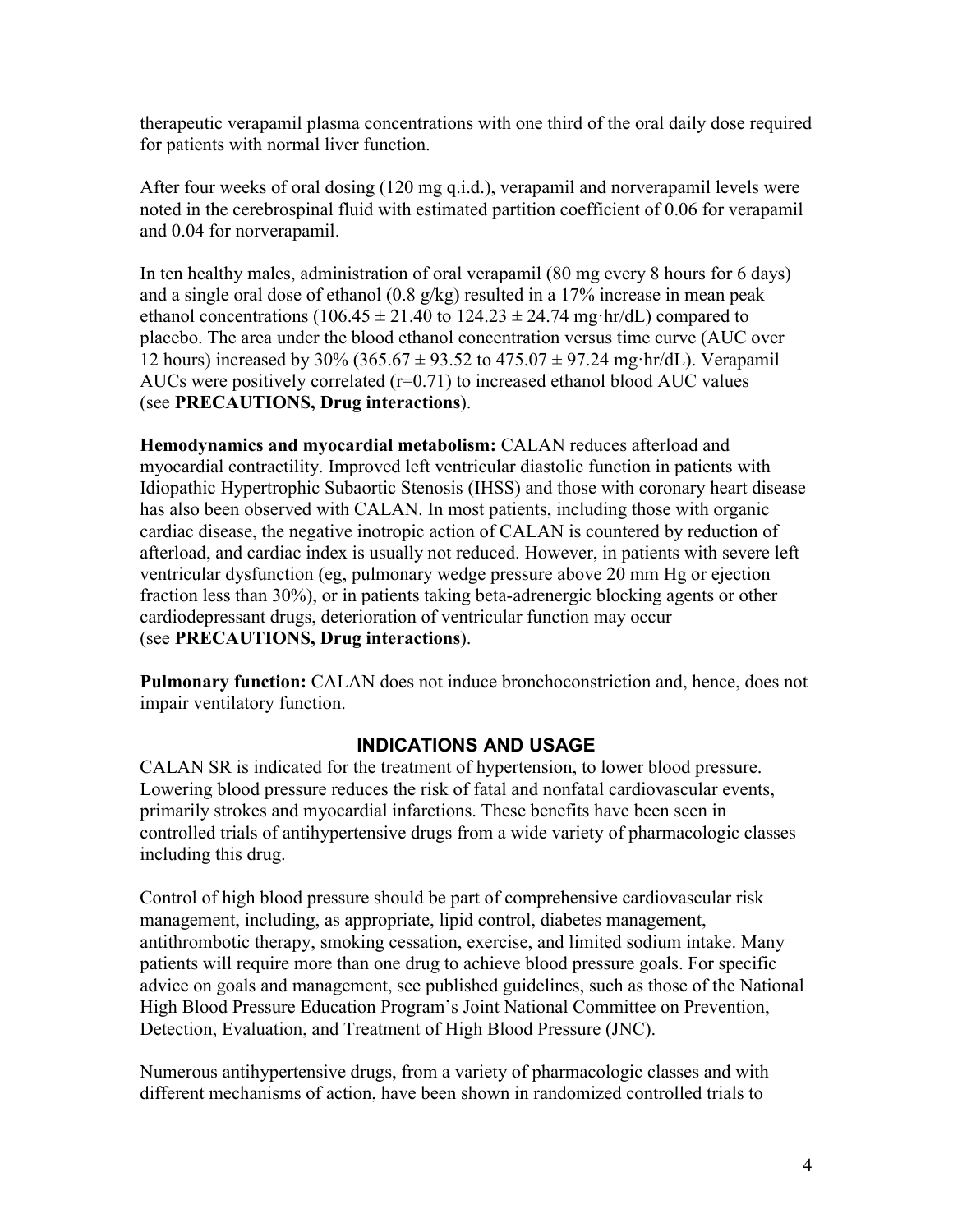therapeutic verapamil plasma concentrations with one third of the oral daily dose required for patients with normal liver function.

After four weeks of oral dosing (120 mg q.i.d.), verapamil and norverapamil levels were noted in the cerebrospinal fluid with estimated partition coefficient of 0.06 for verapamil and 0.04 for norverapamil.

In ten healthy males, administration of oral verapamil (80 mg every 8 hours for 6 days) and a single oral dose of ethanol (0.8 g/kg) resulted in a 17% increase in mean peak ethanol concentrations ($106.45 \pm 21.40$ to $124.23 \pm 24.74$ mg·hr/dL) compared to placebo. The area under the blood ethanol concentration versus time curve (AUC over 12 hours) increased by 30% ($365.67 \pm 93.52$ to $475.07 \pm 97.24$ mg·hr/dL). Verapamil AUCs were positively correlated ($r=0.71$) to increased ethanol blood AUC values (see **PRECAUTIONS, Drug interactions**).

**Hemodynamics and myocardial metabolism:** CALAN reduces afterload and myocardial contractility. Improved left ventricular diastolic function in patients with Idiopathic Hypertrophic Subaortic Stenosis (IHSS) and those with coronary heart disease has also been observed with CALAN. In most patients, including those with organic cardiac disease, the negative inotropic action of CALAN is countered by reduction of afterload, and cardiac index is usually not reduced. However, in patients with severe left ventricular dysfunction (eg, pulmonary wedge pressure above 20 mm Hg or ejection fraction less than 30%), or in patients taking beta-adrenergic blocking agents or other cardiodepressant drugs, deterioration of ventricular function may occur (see **PRECAUTIONS, Drug interactions**).

**Pulmonary function:** CALAN does not induce bronchoconstriction and, hence, does not impair ventilatory function.

## INDICATIONS AND USAGE

CALAN SR is indicated for the treatment of hypertension, to lower blood pressure. Lowering blood pressure reduces the risk of fatal and nonfatal cardiovascular events, primarily strokes and myocardial infarctions. These benefits have been seen in controlled trials of antihypertensive drugs from a wide variety of pharmacologic classes including this drug.

Control of high blood pressure should be part of comprehensive cardiovascular risk management, including, as appropriate, lipid control, diabetes management, antithrombotic therapy, smoking cessation, exercise, and limited sodium intake. Many patients will require more than one drug to achieve blood pressure goals. For specific advice on goals and management, see published guidelines, such as those of the National High Blood Pressure Education Program's Joint National Committee on Prevention, Detection, Evaluation, and Treatment of High Blood Pressure (JNC).

Numerous antihypertensive drugs, from a variety of pharmacologic classes and with different mechanisms of action, have been shown in randomized controlled trials to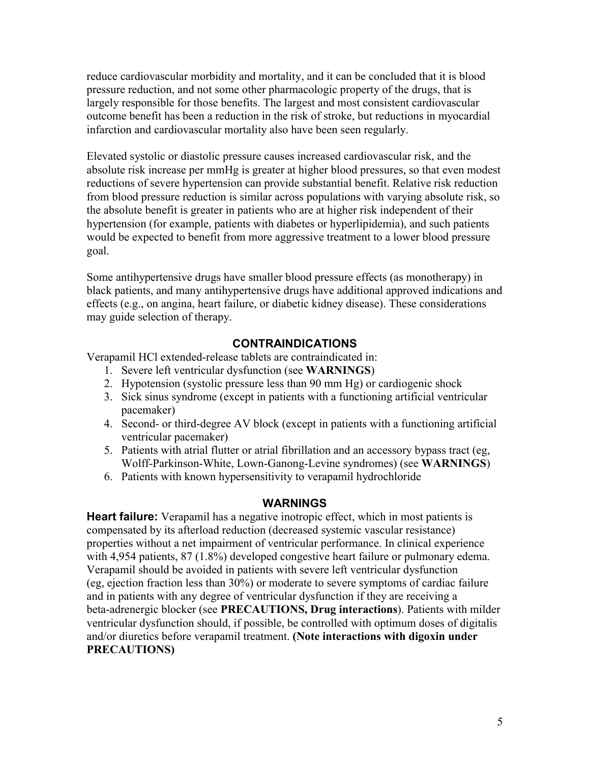reduce cardiovascular morbidity and mortality, and it can be concluded that it is blood pressure reduction, and not some other pharmacologic property of the drugs, that is largely responsible for those benefits. The largest and most consistent cardiovascular outcome benefit has been a reduction in the risk of stroke, but reductions in myocardial infarction and cardiovascular mortality also have been seen regularly.

Elevated systolic or diastolic pressure causes increased cardiovascular risk, and the absolute risk increase per mmHg is greater at higher blood pressures, so that even modest reductions of severe hypertension can provide substantial benefit. Relative risk reduction from blood pressure reduction is similar across populations with varying absolute risk, so the absolute benefit is greater in patients who are at higher risk independent of their hypertension (for example, patients with diabetes or hyperlipidemia), and such patients would be expected to benefit from more aggressive treatment to a lower blood pressure goal.

Some antihypertensive drugs have smaller blood pressure effects (as monotherapy) in black patients, and many antihypertensive drugs have additional approved indications and effects (e.g., on angina, heart failure, or diabetic kidney disease). These considerations may guide selection of therapy.

## CONTRAINDICATIONS

Verapamil HCl extended-release tablets are contraindicated in:

1. Severe left ventricular dysfunction (see **WARNINGS**)
2. Hypotension (systolic pressure less than 90 mm Hg) or cardiogenic shock
3. Sick sinus syndrome (except in patients with a functioning artificial ventricular pacemaker)
4. Second- or third-degree AV block (except in patients with a functioning artificial ventricular pacemaker)
5. Patients with atrial flutter or atrial fibrillation and an accessory bypass tract (eg, Wolff-Parkinson-White, Lown-Ganong-Levine syndromes) (see **WARNINGS**)
6. Patients with known hypersensitivity to verapamil hydrochloride

## WARNINGS

**Heart failure:** Verapamil has a negative inotropic effect, which in most patients is compensated by its afterload reduction (decreased systemic vascular resistance) properties without a net impairment of ventricular performance. In clinical experience with 4,954 patients, 87 (1.8%) developed congestive heart failure or pulmonary edema. Verapamil should be avoided in patients with severe left ventricular dysfunction (eg, ejection fraction less than 30%) or moderate to severe symptoms of cardiac failure and in patients with any degree of ventricular dysfunction if they are receiving a beta-adrenergic blocker (see **PRECAUTIONS, Drug interactions**). Patients with milder ventricular dysfunction should, if possible, be controlled with optimum doses of digitalis and/or diuretics before verapamil treatment. **(Note interactions with digoxin under PRECAUTIONS)**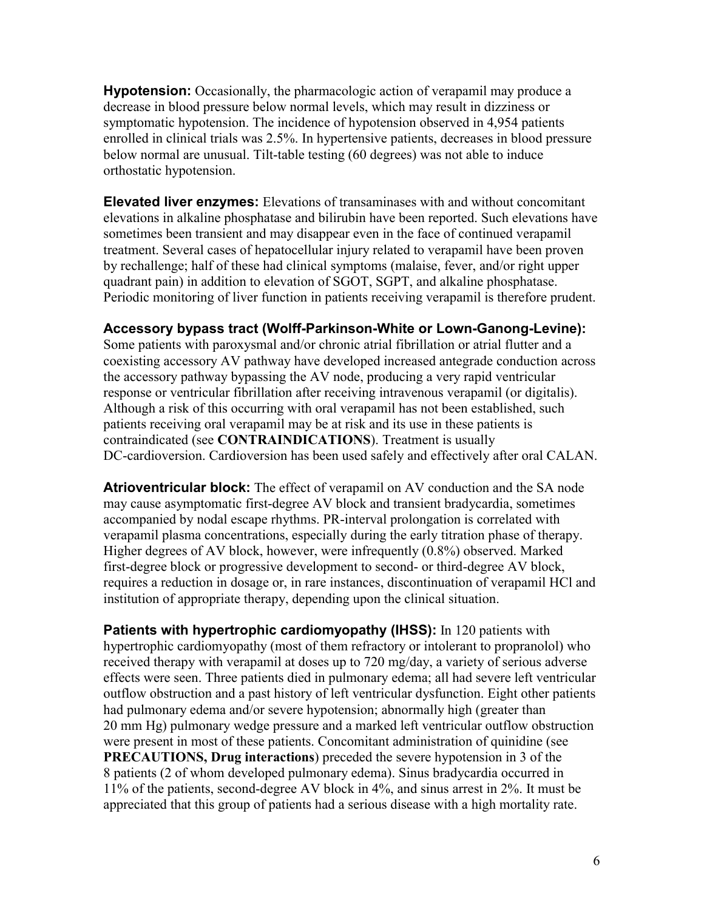**Hypotension:** Occasionally, the pharmacologic action of verapamil may produce a decrease in blood pressure below normal levels, which may result in dizziness or symptomatic hypotension. The incidence of hypotension observed in 4,954 patients enrolled in clinical trials was 2.5%. In hypertensive patients, decreases in blood pressure below normal are unusual. Tilt-table testing (60 degrees) was not able to induce orthostatic hypotension.

**Elevated liver enzymes:** Elevations of transaminases with and without concomitant elevations in alkaline phosphatase and bilirubin have been reported. Such elevations have sometimes been transient and may disappear even in the face of continued verapamil treatment. Several cases of hepatocellular injury related to verapamil have been proven by rechallenge; half of these had clinical symptoms (malaise, fever, and/or right upper quadrant pain) in addition to elevation of SGOT, SGPT, and alkaline phosphatase. Periodic monitoring of liver function in patients receiving verapamil is therefore prudent.

**Accessory bypass tract (Wolff-Parkinson-White or Lown-Ganong-Levine):** Some patients with paroxysmal and/or chronic atrial fibrillation or atrial flutter and a coexisting accessory AV pathway have developed increased antegrade conduction across the accessory pathway bypassing the AV node, producing a very rapid ventricular response or ventricular fibrillation after receiving intravenous verapamil (or digitalis). Although a risk of this occurring with oral verapamil has not been established, such patients receiving oral verapamil may be at risk and its use in these patients is contraindicated (see **CONTRAINDICATIONS**). Treatment is usually DC-cardioversion. Cardioversion has been used safely and effectively after oral CALAN.

**Atrioventricular block:** The effect of verapamil on AV conduction and the SA node may cause asymptomatic first-degree AV block and transient bradycardia, sometimes accompanied by nodal escape rhythms. PR-interval prolongation is correlated with verapamil plasma concentrations, especially during the early titration phase of therapy. Higher degrees of AV block, however, were infrequently (0.8%) observed. Marked first-degree block or progressive development to second- or third-degree AV block, requires a reduction in dosage or, in rare instances, discontinuation of verapamil HCl and institution of appropriate therapy, depending upon the clinical situation.

**Patients with hypertrophic cardiomyopathy (IHSS):** In 120 patients with hypertrophic cardiomyopathy (most of them refractory or intolerant to propranolol) who received therapy with verapamil at doses up to 720 mg/day, a variety of serious adverse effects were seen. Three patients died in pulmonary edema; all had severe left ventricular outflow obstruction and a past history of left ventricular dysfunction. Eight other patients had pulmonary edema and/or severe hypotension; abnormally high (greater than 20 mm Hg) pulmonary wedge pressure and a marked left ventricular outflow obstruction were present in most of these patients. Concomitant administration of quinidine (see **PRECAUTIONS, Drug interactions**) preceded the severe hypotension in 3 of the 8 patients (2 of whom developed pulmonary edema). Sinus bradycardia occurred in 11% of the patients, second-degree AV block in 4%, and sinus arrest in 2%. It must be appreciated that this group of patients had a serious disease with a high mortality rate.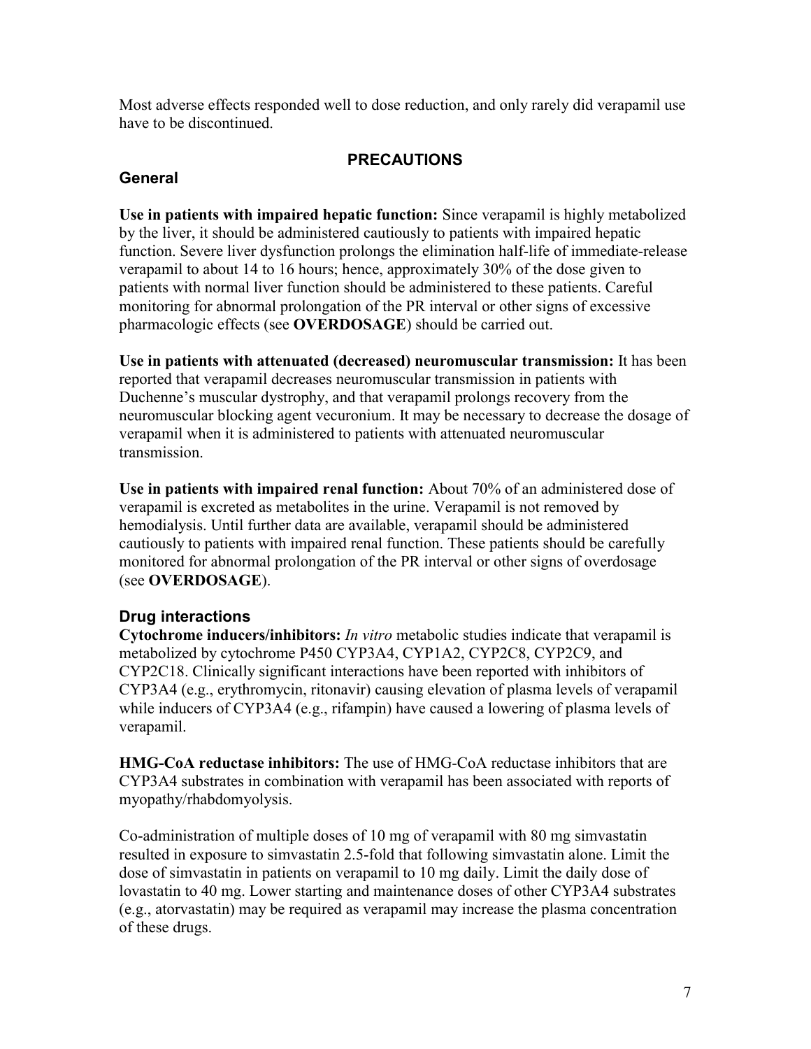Most adverse effects responded well to dose reduction, and only rarely did verapamil use have to be discontinued.

## PRECAUTIONS

### General

**Use in patients with impaired hepatic function:** Since verapamil is highly metabolized by the liver, it should be administered cautiously to patients with impaired hepatic function. Severe liver dysfunction prolongs the elimination half-life of immediate-release verapamil to about 14 to 16 hours; hence, approximately 30% of the dose given to patients with normal liver function should be administered to these patients. Careful monitoring for abnormal prolongation of the PR interval or other signs of excessive pharmacologic effects (see **OVERDOSAGE**) should be carried out.

**Use in patients with attenuated (decreased) neuromuscular transmission:** It has been reported that verapamil decreases neuromuscular transmission in patients with Duchenne's muscular dystrophy, and that verapamil prolongs recovery from the neuromuscular blocking agent vecuronium. It may be necessary to decrease the dosage of verapamil when it is administered to patients with attenuated neuromuscular transmission.

**Use in patients with impaired renal function:** About 70% of an administered dose of verapamil is excreted as metabolites in the urine. Verapamil is not removed by hemodialysis. Until further data are available, verapamil should be administered cautiously to patients with impaired renal function. These patients should be carefully monitored for abnormal prolongation of the PR interval or other signs of overdosage (see **OVERDOSAGE**).

### Drug interactions

**Cytochrome inducers/inhibitors:** *In vitro* metabolic studies indicate that verapamil is metabolized by cytochrome P450 CYP3A4, CYP1A2, CYP2C8, CYP2C9, and CYP2C18. Clinically significant interactions have been reported with inhibitors of CYP3A4 (e.g., erythromycin, ritonavir) causing elevation of plasma levels of verapamil while inducers of CYP3A4 (e.g., rifampin) have caused a lowering of plasma levels of verapamil.

**HMG-CoA reductase inhibitors:** The use of HMG-CoA reductase inhibitors that are CYP3A4 substrates in combination with verapamil has been associated with reports of myopathy/rhabdomyolysis.

Co-administration of multiple doses of 10 mg of verapamil with 80 mg simvastatin resulted in exposure to simvastatin 2.5-fold that following simvastatin alone. Limit the dose of simvastatin in patients on verapamil to 10 mg daily. Limit the daily dose of lovastatin to 40 mg. Lower starting and maintenance doses of other CYP3A4 substrates (e.g., atorvastatin) may be required as verapamil may increase the plasma concentration of these drugs.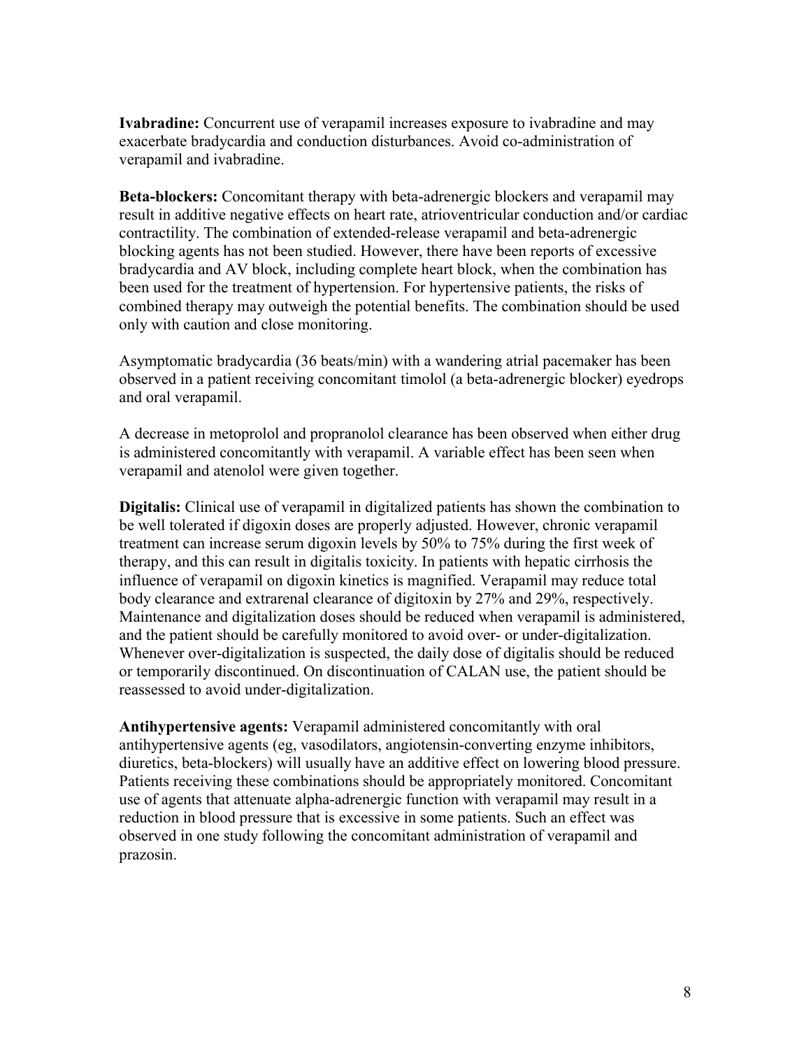**Ivabradine:** Concurrent use of verapamil increases exposure to ivabradine and may exacerbate bradycardia and conduction disturbances. Avoid co-administration of verapamil and ivabradine.

**Beta-blockers:** Concomitant therapy with beta-adrenergic blockers and verapamil may result in additive negative effects on heart rate, atrioventricular conduction and/or cardiac contractility. The combination of extended-release verapamil and beta-adrenergic blocking agents has not been studied. However, there have been reports of excessive bradycardia and AV block, including complete heart block, when the combination has been used for the treatment of hypertension. For hypertensive patients, the risks of combined therapy may outweigh the potential benefits. The combination should be used only with caution and close monitoring.

Asymptomatic bradycardia (36 beats/min) with a wandering atrial pacemaker has been observed in a patient receiving concomitant timolol (a beta-adrenergic blocker) eyedrops and oral verapamil.

A decrease in metoprolol and propranolol clearance has been observed when either drug is administered concomitantly with verapamil. A variable effect has been seen when verapamil and atenolol were given together.

**Digitalis:** Clinical use of verapamil in digitalized patients has shown the combination to be well tolerated if digoxin doses are properly adjusted. However, chronic verapamil treatment can increase serum digoxin levels by 50% to 75% during the first week of therapy, and this can result in digitalis toxicity. In patients with hepatic cirrhosis the influence of verapamil on digoxin kinetics is magnified. Verapamil may reduce total body clearance and extrarenal clearance of digitoxin by 27% and 29%, respectively. Maintenance and digitalization doses should be reduced when verapamil is administered, and the patient should be carefully monitored to avoid over- or under-digitalization. Whenever over-digitalization is suspected, the daily dose of digitalis should be reduced or temporarily discontinued. On discontinuation of CALAN use, the patient should be reassessed to avoid under-digitalization.

**Antihypertensive agents:** Verapamil administered concomitantly with oral antihypertensive agents (eg, vasodilators, angiotensin-converting enzyme inhibitors, diuretics, beta-blockers) will usually have an additive effect on lowering blood pressure. Patients receiving these combinations should be appropriately monitored. Concomitant use of agents that attenuate alpha-adrenergic function with verapamil may result in a reduction in blood pressure that is excessive in some patients. Such an effect was observed in one study following the concomitant administration of verapamil and prazosin.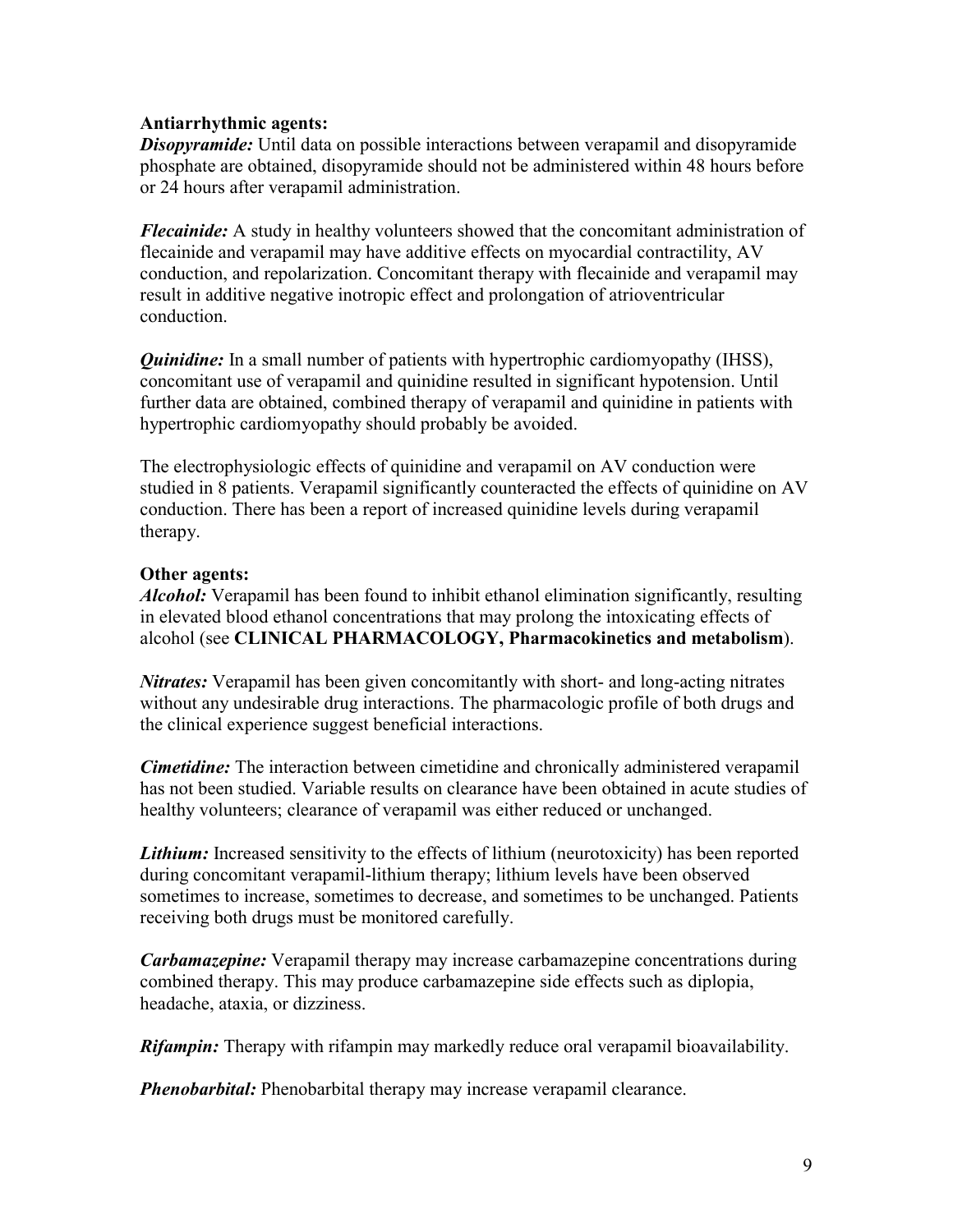**Antiarrhythmic agents:**
***Disopyramide:*** Until data on possible interactions between verapamil and disopyramide phosphate are obtained, disopyramide should not be administered within 48 hours before or 24 hours after verapamil administration.

***Flecainide:*** A study in healthy volunteers showed that the concomitant administration of flecainide and verapamil may have additive effects on myocardial contractility, AV conduction, and repolarization. Concomitant therapy with flecainide and verapamil may result in additive negative inotropic effect and prolongation of atrioventricular conduction.

***Quinidine:*** In a small number of patients with hypertrophic cardiomyopathy (IHSS), concomitant use of verapamil and quinidine resulted in significant hypotension. Until further data are obtained, combined therapy of verapamil and quinidine in patients with hypertrophic cardiomyopathy should probably be avoided.

The electrophysiologic effects of quinidine and verapamil on AV conduction were studied in 8 patients. Verapamil significantly counteracted the effects of quinidine on AV conduction. There has been a report of increased quinidine levels during verapamil therapy.

**Other agents:**
***Alcohol:*** Verapamil has been found to inhibit ethanol elimination significantly, resulting in elevated blood ethanol concentrations that may prolong the intoxicating effects of alcohol (see **CLINICAL PHARMACOLOGY, Pharmacokinetics and metabolism**).

***Nitrates:*** Verapamil has been given concomitantly with short- and long-acting nitrates without any undesirable drug interactions. The pharmacologic profile of both drugs and the clinical experience suggest beneficial interactions.

***Cimetidine:*** The interaction between cimetidine and chronically administered verapamil has not been studied. Variable results on clearance have been obtained in acute studies of healthy volunteers; clearance of verapamil was either reduced or unchanged.

***Lithium:*** Increased sensitivity to the effects of lithium (neurotoxicity) has been reported during concomitant verapamil-lithium therapy; lithium levels have been observed sometimes to increase, sometimes to decrease, and sometimes to be unchanged. Patients receiving both drugs must be monitored carefully.

***Carbamazepine:*** Verapamil therapy may increase carbamazepine concentrations during combined therapy. This may produce carbamazepine side effects such as diplopia, headache, ataxia, or dizziness.

***Rifampin:*** Therapy with rifampin may markedly reduce oral verapamil bioavailability.

***Phenobarbital:*** Phenobarbital therapy may increase verapamil clearance.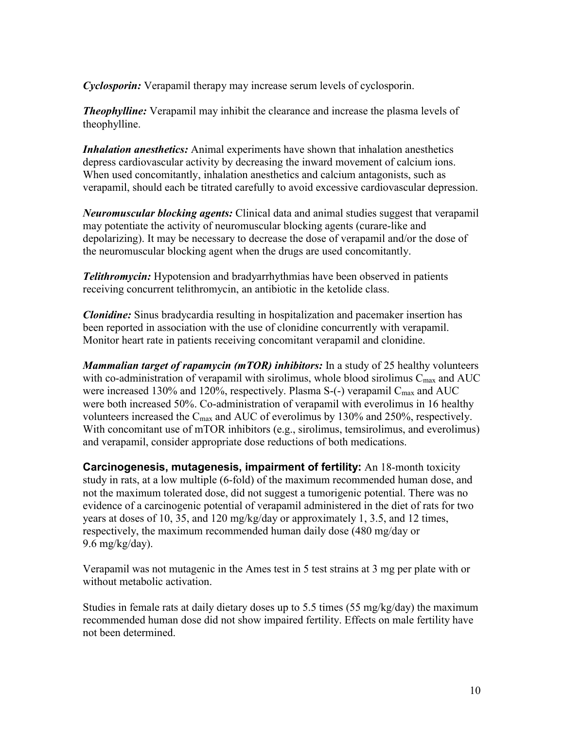***Cyclosporin:*** Verapamil therapy may increase serum levels of cyclosporin.

***Theophylline:*** Verapamil may inhibit the clearance and increase the plasma levels of theophylline.

***Inhalation anesthetics:*** Animal experiments have shown that inhalation anesthetics depress cardiovascular activity by decreasing the inward movement of calcium ions. When used concomitantly, inhalation anesthetics and calcium antagonists, such as verapamil, should each be titrated carefully to avoid excessive cardiovascular depression.

***Neuromuscular blocking agents:*** Clinical data and animal studies suggest that verapamil may potentiate the activity of neuromuscular blocking agents (curare-like and depolarizing). It may be necessary to decrease the dose of verapamil and/or the dose of the neuromuscular blocking agent when the drugs are used concomitantly.

***Telithromycin:*** Hypotension and bradyarrhythmias have been observed in patients receiving concurrent telithromycin, an antibiotic in the ketolide class.

***Clonidine:*** Sinus bradycardia resulting in hospitalization and pacemaker insertion has been reported in association with the use of clonidine concurrently with verapamil. Monitor heart rate in patients receiving concomitant verapamil and clonidine.

***Mammalian target of rapamycin (mTOR) inhibitors:*** In a study of 25 healthy volunteers with co-administration of verapamil with sirolimus, whole blood sirolimus $C_{max}$ and AUC were increased 130% and 120%, respectively. Plasma S-(-) verapamil $C_{max}$ and AUC were both increased 50%. Co-administration of verapamil with everolimus in 16 healthy volunteers increased the $C_{max}$ and AUC of everolimus by 130% and 250%, respectively. With concomitant use of mTOR inhibitors (e.g., sirolimus, temsirolimus, and everolimus) and verapamil, consider appropriate dose reductions of both medications.

**Carcinogenesis, mutagenesis, impairment of fertility:** An 18-month toxicity study in rats, at a low multiple (6-fold) of the maximum recommended human dose, and not the maximum tolerated dose, did not suggest a tumorigenic potential. There was no evidence of a carcinogenic potential of verapamil administered in the diet of rats for two years at doses of 10, 35, and 120 mg/kg/day or approximately 1, 3.5, and 12 times, respectively, the maximum recommended human daily dose (480 mg/day or 9.6 mg/kg/day).

Verapamil was not mutagenic in the Ames test in 5 test strains at 3 mg per plate with or without metabolic activation.

Studies in female rats at daily dietary doses up to 5.5 times (55 mg/kg/day) the maximum recommended human dose did not show impaired fertility. Effects on male fertility have not been determined.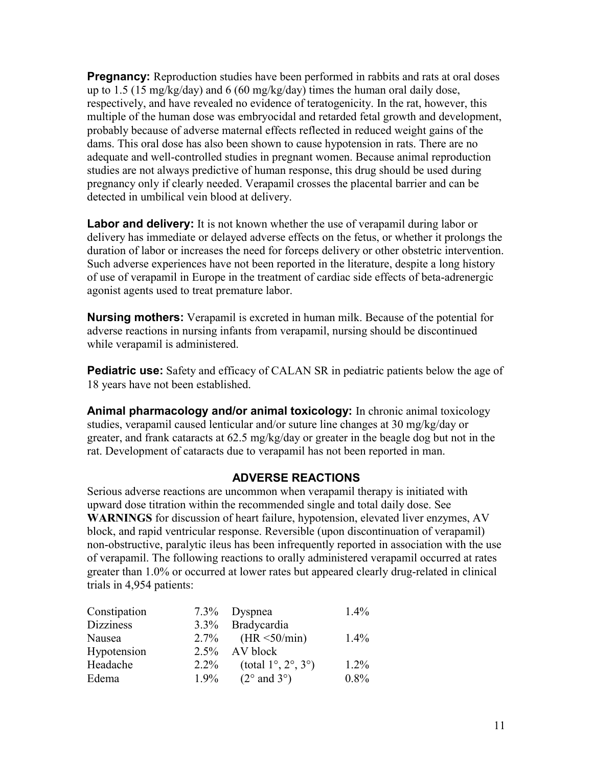**Pregnancy:** Reproduction studies have been performed in rabbits and rats at oral doses up to 1.5 (15 mg/kg/day) and 6 (60 mg/kg/day) times the human oral daily dose, respectively, and have revealed no evidence of teratogenicity. In the rat, however, this multiple of the human dose was embryocidal and retarded fetal growth and development, probably because of adverse maternal effects reflected in reduced weight gains of the dams. This oral dose has also been shown to cause hypotension in rats. There are no adequate and well-controlled studies in pregnant women. Because animal reproduction studies are not always predictive of human response, this drug should be used during pregnancy only if clearly needed. Verapamil crosses the placental barrier and can be detected in umbilical vein blood at delivery.

**Labor and delivery:** It is not known whether the use of verapamil during labor or delivery has immediate or delayed adverse effects on the fetus, or whether it prolongs the duration of labor or increases the need for forceps delivery or other obstetric intervention. Such adverse experiences have not been reported in the literature, despite a long history of use of verapamil in Europe in the treatment of cardiac side effects of beta-adrenergic agonist agents used to treat premature labor.

**Nursing mothers:** Verapamil is excreted in human milk. Because of the potential for adverse reactions in nursing infants from verapamil, nursing should be discontinued while verapamil is administered.

**Pediatric use:** Safety and efficacy of CALAN SR in pediatric patients below the age of 18 years have not been established.

**Animal pharmacology and/or animal toxicology:** In chronic animal toxicology studies, verapamil caused lenticular and/or suture line changes at 30 mg/kg/day or greater, and frank cataracts at 62.5 mg/kg/day or greater in the beagle dog but not in the rat. Development of cataracts due to verapamil has not been reported in man.

## ADVERSE REACTIONS

Serious adverse reactions are uncommon when verapamil therapy is initiated with upward dose titration within the recommended single and total daily dose. See **WARNINGS** for discussion of heart failure, hypotension, elevated liver enzymes, AV block, and rapid ventricular response. Reversible (upon discontinuation of verapamil) non-obstructive, paralytic ileus has been infrequently reported in association with the use of verapamil. The following reactions to orally administered verapamil occurred at rates greater than 1.0% or occurred at lower rates but appeared clearly drug-related in clinical trials in 4,954 patients:

| | | | |
|---|---|---|---|
| Constipation | 7.3% | Dyspnea | 1.4% |
| Dizziness | 3.3% | Bradycardia | |
| Nausea | 2.7% | (HR <50/min) | 1.4% |
| Hypotension | 2.5% | AV block | |
| Headache | 2.2% | (total 1°, 2°, 3°) | 1.2% |
| Edema | 1.9% | (2° and 3°) | 0.8% |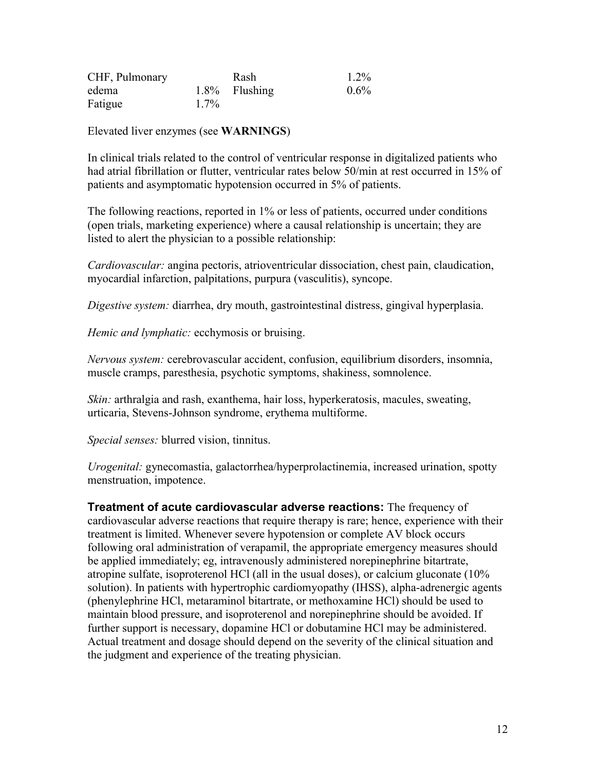| | | | |
|---|---|---|---|
| CHF, Pulmonary edema | 1.8% | Rash | 1.2% |
| Fatigue | 1.7% | Flushing | 0.6% |

Elevated liver enzymes (see **WARNINGS**)

In clinical trials related to the control of ventricular response in digitalized patients who had atrial fibrillation or flutter, ventricular rates below 50/min at rest occurred in 15% of patients and asymptomatic hypotension occurred in 5% of patients.

The following reactions, reported in 1% or less of patients, occurred under conditions (open trials, marketing experience) where a causal relationship is uncertain; they are listed to alert the physician to a possible relationship:

*Cardiovascular:* angina pectoris, atrioventricular dissociation, chest pain, claudication, myocardial infarction, palpitations, purpura (vasculitis), syncope.

*Digestive system:* diarrhea, dry mouth, gastrointestinal distress, gingival hyperplasia.

*Hemic and lymphatic:* ecchymosis or bruising.

*Nervous system:* cerebrovascular accident, confusion, equilibrium disorders, insomnia, muscle cramps, paresthesia, psychotic symptoms, shakiness, somnolence.

*Skin:* arthralgia and rash, exanthema, hair loss, hyperkeratosis, macules, sweating, urticaria, Stevens-Johnson syndrome, erythema multiforme.

*Special senses:* blurred vision, tinnitus.

*Urogenital:* gynecomastia, galactorrhea/hyperprolactinemia, increased urination, spotty menstruation, impotence.

**Treatment of acute cardiovascular adverse reactions:** The frequency of cardiovascular adverse reactions that require therapy is rare; hence, experience with their treatment is limited. Whenever severe hypotension or complete AV block occurs following oral administration of verapamil, the appropriate emergency measures should be applied immediately; eg, intravenously administered norepinephrine bitartrate, atropine sulfate, isoproterenol HCl (all in the usual doses), or calcium gluconate (10% solution). In patients with hypertrophic cardiomyopathy (IHSS), alpha-adrenergic agents (phenylephrine HCl, metaraminol bitartrate, or methoxamine HCl) should be used to maintain blood pressure, and isoproterenol and norepinephrine should be avoided. If further support is necessary, dopamine HCl or dobutamine HCl may be administered. Actual treatment and dosage should depend on the severity of the clinical situation and the judgment and experience of the treating physician.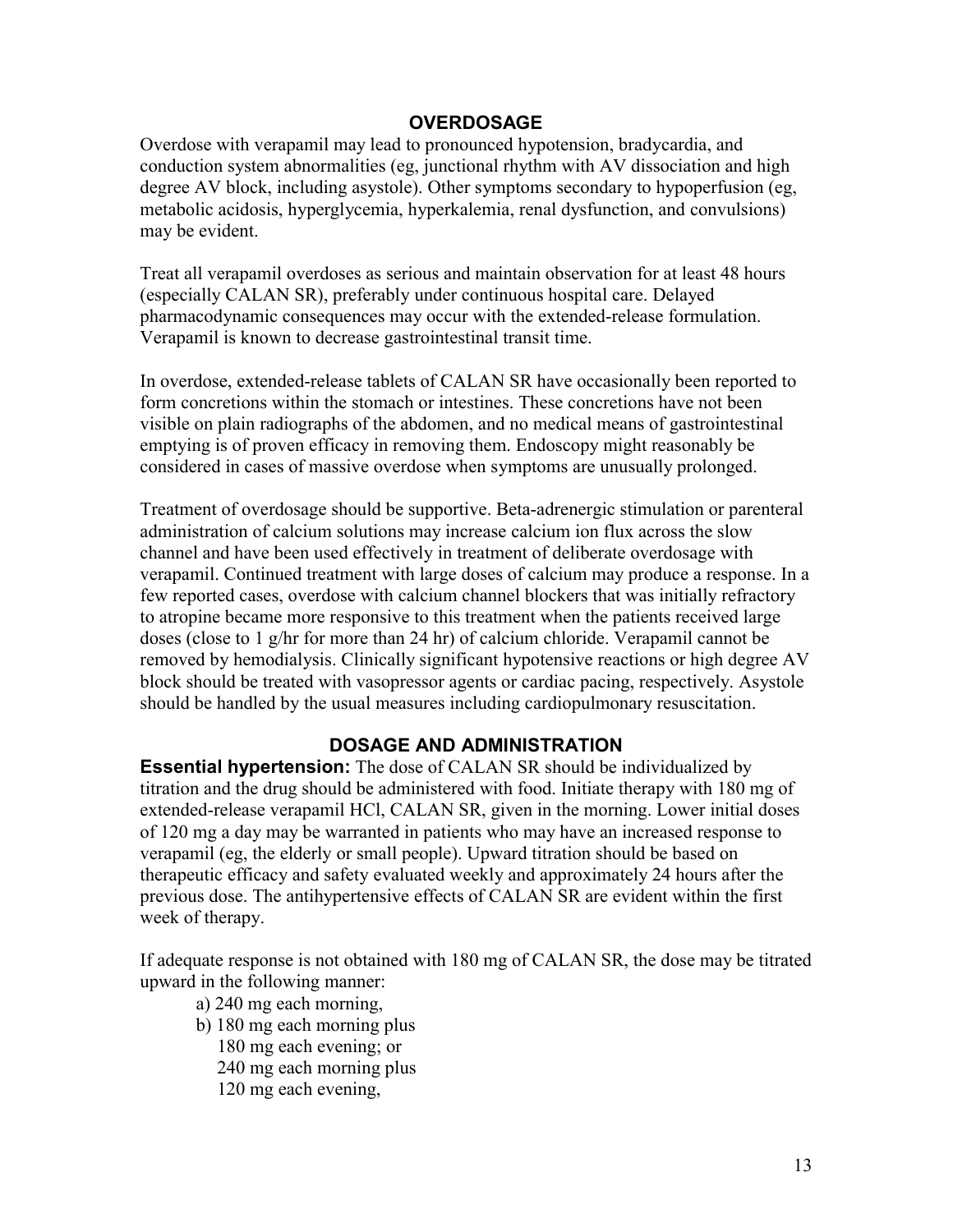## OVERDOSAGE

Overdose with verapamil may lead to pronounced hypotension, bradycardia, and conduction system abnormalities (eg, junctional rhythm with AV dissociation and high degree AV block, including asystole). Other symptoms secondary to hypoperfusion (eg, metabolic acidosis, hyperglycemia, hyperkalemia, renal dysfunction, and convulsions) may be evident.

Treat all verapamil overdoses as serious and maintain observation for at least 48 hours (especially CALAN SR), preferably under continuous hospital care. Delayed pharmacodynamic consequences may occur with the extended-release formulation. Verapamil is known to decrease gastrointestinal transit time.

In overdose, extended-release tablets of CALAN SR have occasionally been reported to form concretions within the stomach or intestines. These concretions have not been visible on plain radiographs of the abdomen, and no medical means of gastrointestinal emptying is of proven efficacy in removing them. Endoscopy might reasonably be considered in cases of massive overdose when symptoms are unusually prolonged.

Treatment of overdosage should be supportive. Beta-adrenergic stimulation or parenteral administration of calcium solutions may increase calcium ion flux across the slow channel and have been used effectively in treatment of deliberate overdosage with verapamil. Continued treatment with large doses of calcium may produce a response. In a few reported cases, overdose with calcium channel blockers that was initially refractory to atropine became more responsive to this treatment when the patients received large doses (close to 1 g/hr for more than 24 hr) of calcium chloride. Verapamil cannot be removed by hemodialysis. Clinically significant hypotensive reactions or high degree AV block should be treated with vasopressor agents or cardiac pacing, respectively. Asystole should be handled by the usual measures including cardiopulmonary resuscitation.

## DOSAGE AND ADMINISTRATION

**Essential hypertension:** The dose of CALAN SR should be individualized by titration and the drug should be administered with food. Initiate therapy with 180 mg of extended-release verapamil HCl, CALAN SR, given in the morning. Lower initial doses of 120 mg a day may be warranted in patients who may have an increased response to verapamil (eg, the elderly or small people). Upward titration should be based on therapeutic efficacy and safety evaluated weekly and approximately 24 hours after the previous dose. The antihypertensive effects of CALAN SR are evident within the first week of therapy.

If adequate response is not obtained with 180 mg of CALAN SR, the dose may be titrated upward in the following manner:

a) 240 mg each morning,

b) 180 mg each morning plus
180 mg each evening; or
240 mg each morning plus
120 mg each evening,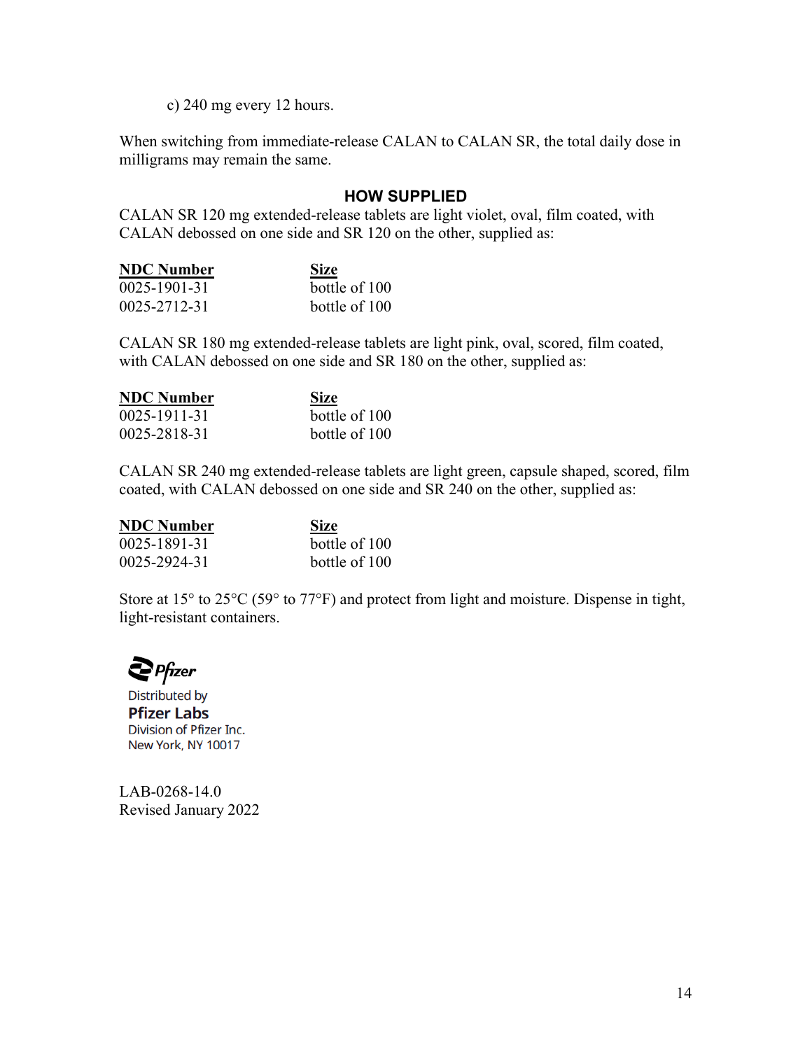c) 240 mg every 12 hours.

When switching from immediate-release CALAN to CALAN SR, the total daily dose in milligrams may remain the same.

## HOW SUPPLIED

CALAN SR 120 mg extended-release tablets are light violet, oval, film coated, with CALAN debossed on one side and SR 120 on the other, supplied as:

| NDC Number | Size |
|---|---|
| 0025-1901-31 | bottle of 100 |
| 0025-2712-31 | bottle of 100 |

CALAN SR 180 mg extended-release tablets are light pink, oval, scored, film coated, with CALAN debossed on one side and SR 180 on the other, supplied as:

| NDC Number | Size |
|---|---|
| 0025-1911-31 | bottle of 100 |
| 0025-2818-31 | bottle of 100 |

CALAN SR 240 mg extended-release tablets are light green, capsule shaped, scored, film coated, with CALAN debossed on one side and SR 240 on the other, supplied as:

| NDC Number | Size |
|---|---|
| 0025-1891-31 | bottle of 100 |
| 0025-2924-31 | bottle of 100 |

Store at 15° to 25°C (59° to 77°F) and protect from light and moisture. Dispense in tight, light-resistant containers.

Pfizer

Distributed by
**Pfizer Labs**
Division of Pfizer Inc.
New York, NY 10017

LAB-0268-14.0
Revised January 2022